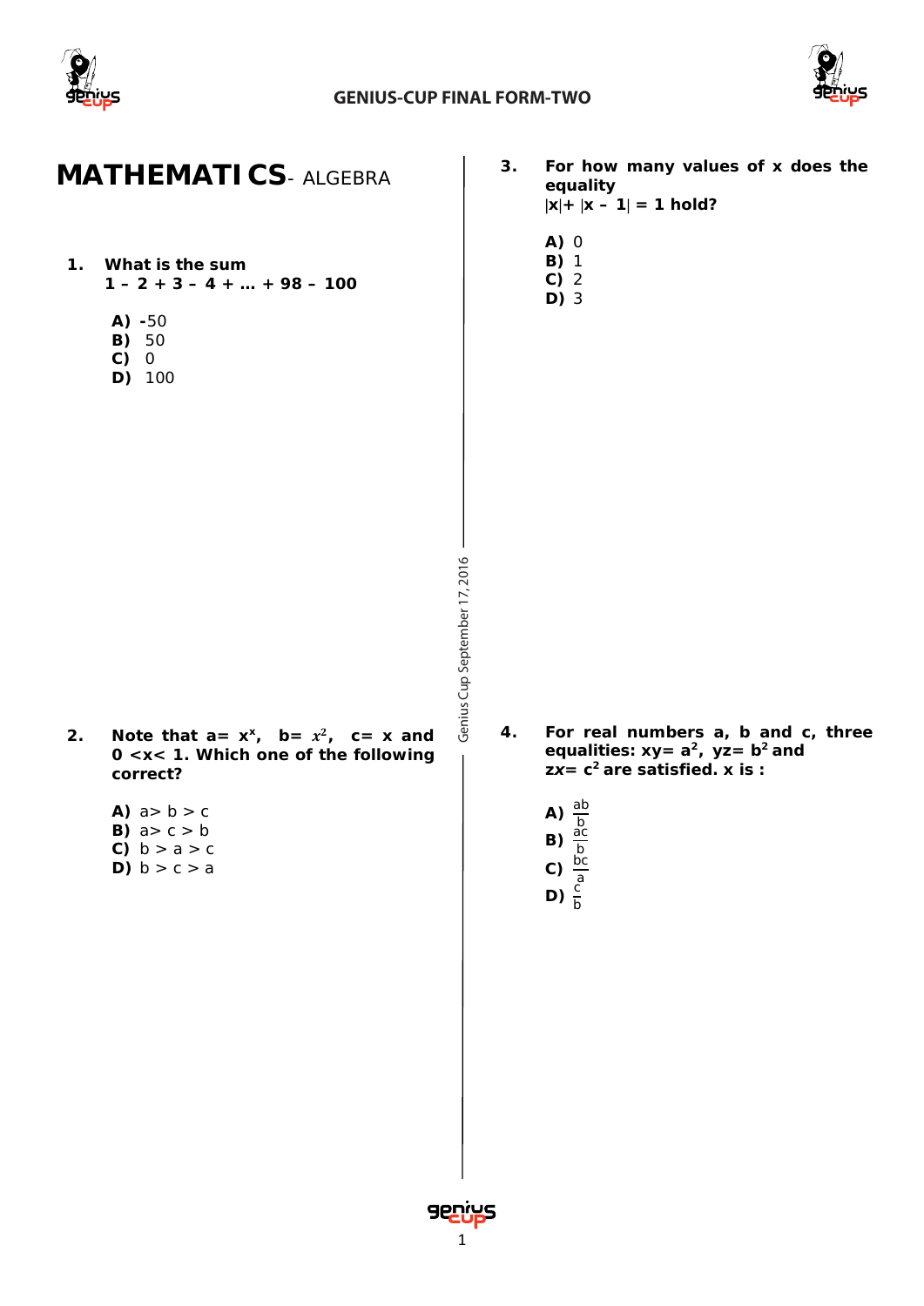# MATHEMATI CS- ALGEBRA

**1. What is the sum**
**$1 - 2 + 3 - 4 + \ldots + 98 - 100$**

**A)** -50
**B)** 50
**C)** 0
**D)** 100

**2. Note that a= $x^x$, b= $x^2$, c= x and 0 <x< 1. Which one of the following correct?**

**A)** a> b > c
**B)** a> c > b
**C)** b > a > c
**D)** b > c > a

**3. For how many values of x does the equality**
**$|x| + |x - 1| = 1$ hold?**

**A)** 0
**B)** 1
**C)** 2
**D)** 3

**4. For real numbers a, b and c, three equalities: xy= $a^2$, yz= $b^2$ and zx= $c^2$ are satisfied. x is :**

**A)** $\frac{ab}{b}$
**B)** $\frac{ac}{b}$
**C)** $\frac{bc}{a}$
**D)** $\frac{c}{b}$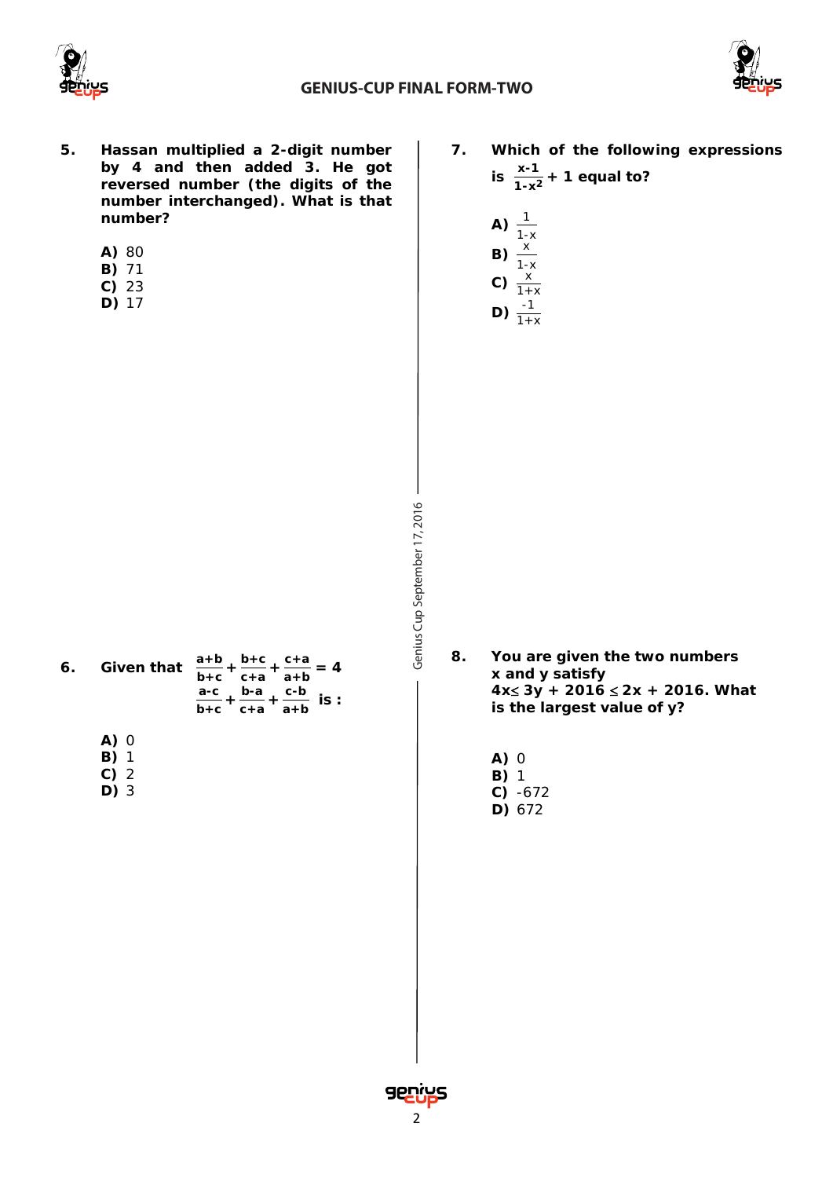**5. Hassan multiplied a 2-digit number by 4 and then added 3. He got reversed number (the digits of the number interchanged). What is that number?**

**A)** 80
**B)** 71
**C)** 23
**D)** 17

**6. Given that** $\frac{a+b}{b+c}+\frac{b+c}{c+a}+\frac{c+a}{a+b}=4$ $\frac{a-c}{b+c}+\frac{b-a}{c+a}+\frac{c-b}{a+b}$ **is :**

**A)** 0
**B)** 1
**C)** 2
**D)** 3

**7. Which of the following expressions is** $\frac{x-1}{1-x^2}+1$ **equal to?**

**A)** $\frac{1}{1-x}$
**B)** $\frac{x}{1-x}$
**C)** $\frac{x}{1+x}$
**D)** $\frac{-1}{1+x}$

**8. You are given the two numbers x and y satisfy** $4x \leq 3y + 2016 \leq 2x + 2016$**. What is the largest value of y?**

**A)** 0
**B)** 1
**C)** -672
**D)** 672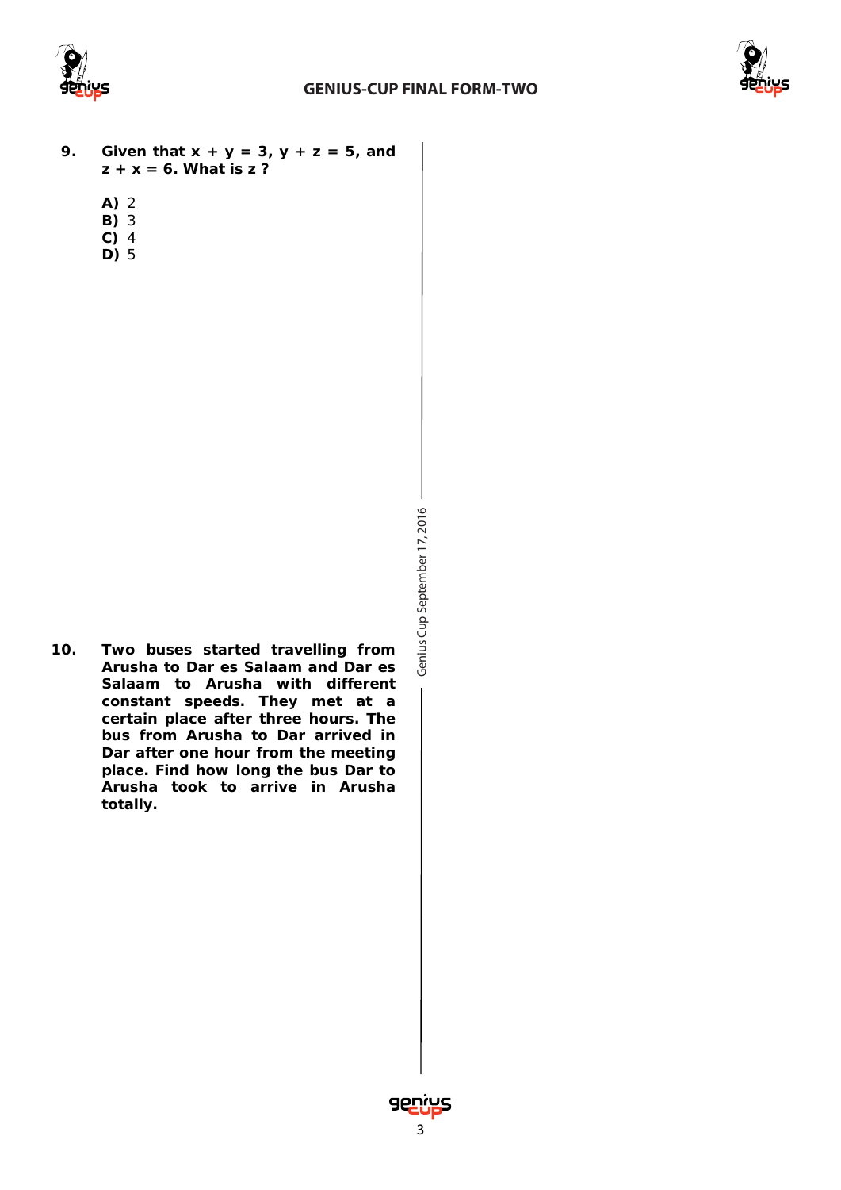**9.** **Given that $x + y = 3$, $y + z = 5$, and $z + x = 6$. What is $z$ ?**

**A)** 2
**B)** 3
**C)** 4
**D)** 5

**10.** **Two buses started travelling from Arusha to Dar es Salaam and Dar es Salaam to Arusha with different constant speeds. They met at a certain place after three hours. The bus from Arusha to Dar arrived in Dar after one hour from the meeting place. Find how long the bus Dar to Arusha took to arrive in Arusha totally.**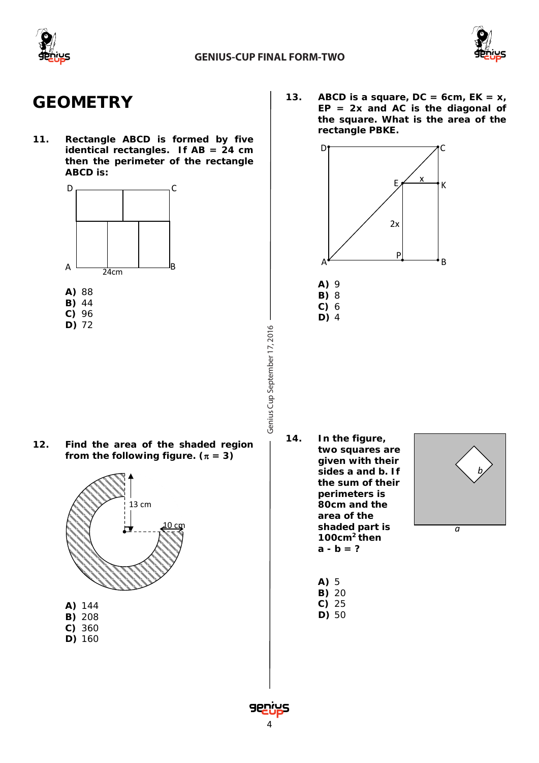# GEOMETRY

**11.** **Rectangle ABCD is formed by five identical rectangles. If AB = 24 cm then the perimeter of the rectangle ABCD is:**

**A)** 88
**B)** 44
**C)** 96
**D)** 72

**12.** **Find the area of the shaded region from the following figure. ($\pi$ = 3)**

**A)** 144
**B)** 208
**C)** 360
**D)** 160

**13.** **ABCD is a square, DC = 6cm, EK = x, EP = 2x and AC is the diagonal of the square. What is the area of the rectangle PBKE.**

**A)** 9
**B)** 8
**C)** 6
**D)** 4

**14.** **In the figure, two squares are given with their sides a and b. If the sum of their perimeters is 80cm and the area of the shaded part is 100cm$^2$ then a - b = ?**

**A)** 5
**B)** 20
**C)** 25
**D)** 50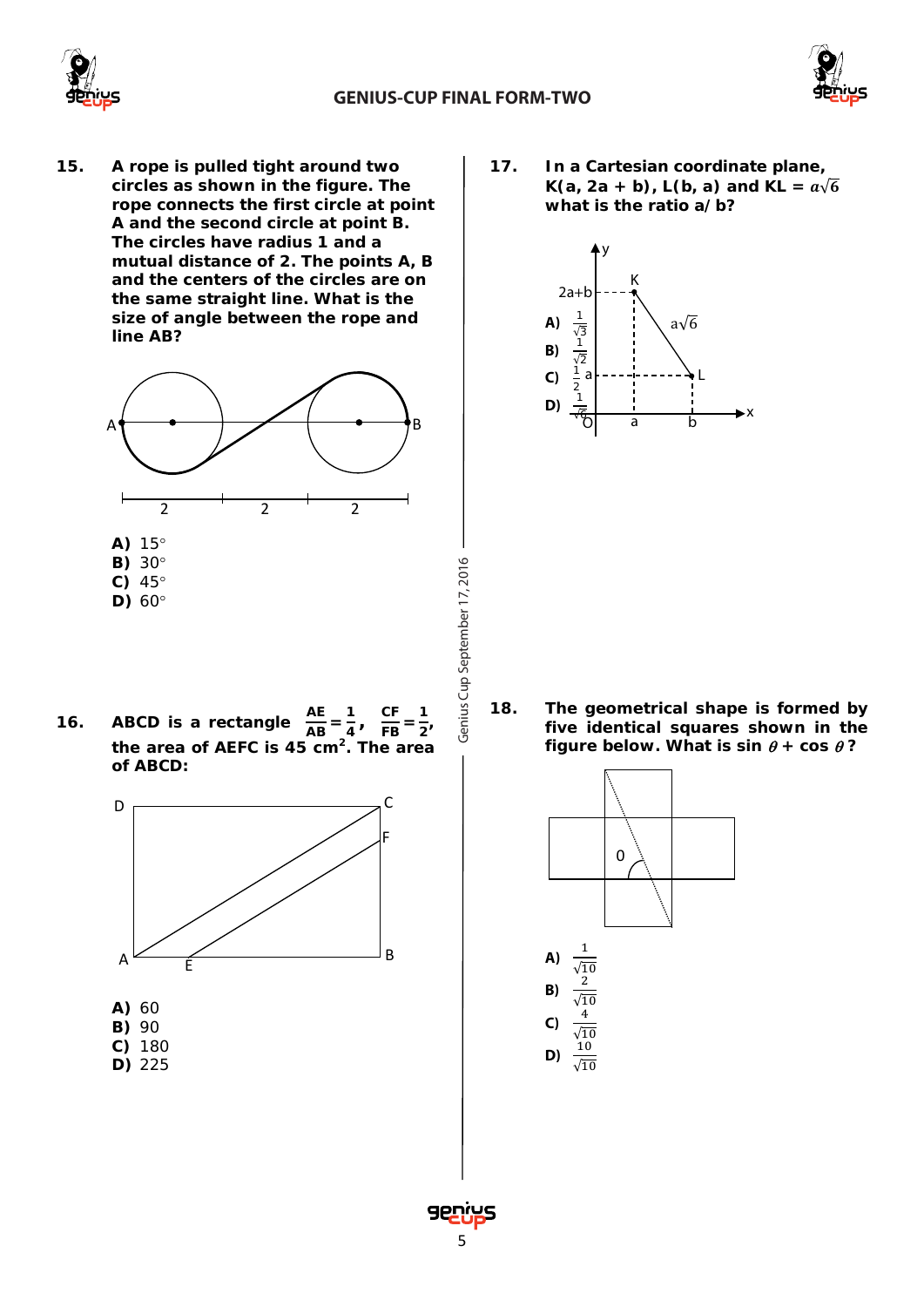**15.** **A rope is pulled tight around two circles as shown in the figure. The rope connects the first circle at point A and the second circle at point B. The circles have radius 1 and a mutual distance of 2. The points A, B and the centers of the circles are on the same straight line. What is the size of angle between the rope and line AB?**

**A)** 15°
**B)** 30°
**C)** 45°
**D)** 60°

**16.** **ABCD is a rectangle $\frac{AE}{AB}=\frac{1}{4}$, $\frac{CF}{FB}=\frac{1}{2}$, the area of AEFC is 45 $cm^2$. The area of ABCD:**

**A)** 60
**B)** 90
**C)** 180
**D)** 225

**17.** **In a Cartesian coordinate plane, K(a, 2a + b), L(b, a) and KL = $a\sqrt{6}$ what is the ratio a/ b?**

**A)** $\frac{1}{\sqrt{3}}$
**B)** $\frac{1}{\sqrt{2}}$
**C)** $\frac{1}{2}$
**D)** $\frac{1}{\sqrt{6}}$

**18.** **The geometrical shape is formed by five identical squares shown in the figure below. What is $\sin\theta + \cos\theta$?**

**A)** $\frac{1}{\sqrt{10}}$
**B)** $\frac{2}{\sqrt{10}}$
**C)** $\frac{4}{\sqrt{10}}$
**D)** $\frac{10}{\sqrt{10}}$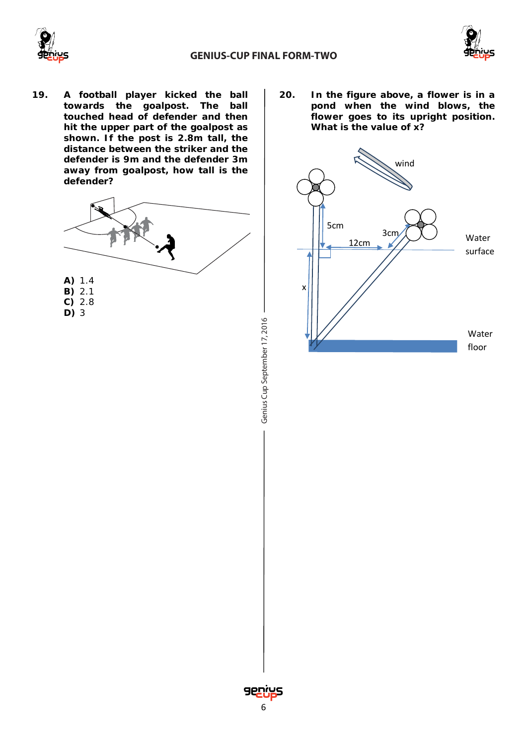**19.** **A football player kicked the ball towards the goalpost. The ball touched head of defender and then hit the upper part of the goalpost as shown. If the post is 2.8m tall, the distance between the striker and the defender is 9m and the defender 3m away from goalpost, how tall is the defender?**

**A)** 1.4
**B)** 2.1
**C)** 2.8
**D)** 3

**20.** **In the figure above, a flower is in a pond when the wind blows, the flower goes to its upright position. What is the value of x?**

wind

5cm

3cm

12cm

Water surface

x

Water floor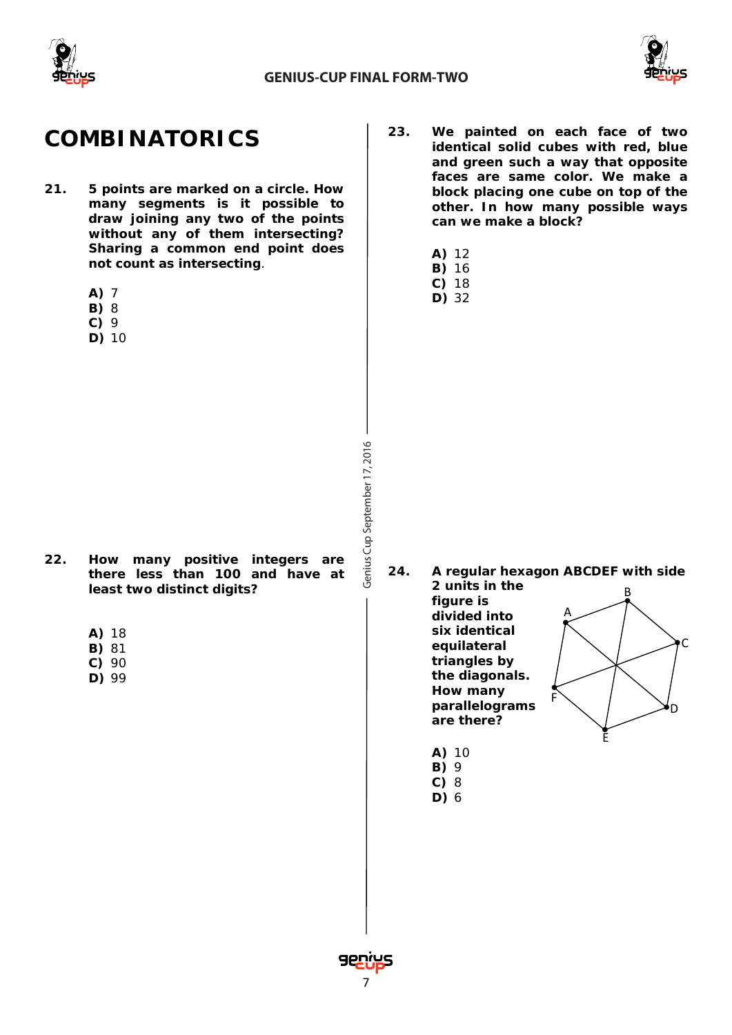# COMBINATORICS

**21. 5 points are marked on a circle. How many segments is it possible to draw joining any two of the points without any of them intersecting? Sharing a common end point does not count as intersecting.**

**A)** 7
**B)** 8
**C)** 9
**D)** 10

**22. How many positive integers are there less than 100 and have at least two distinct digits?**

**A)** 18
**B)** 81
**C)** 90
**D)** 99

**23. We painted on each face of two identical solid cubes with red, blue and green such a way that opposite faces are same color. We make a block placing one cube on top of the other. In how many possible ways can we make a block?**

**A)** 12
**B)** 16
**C)** 18
**D)** 32

**24. A regular hexagon ABCDEF with side 2 units in the figure is divided into six identical equilateral triangles by the diagonals. How many parallelograms are there?**

**A)** 10
**B)** 9
**C)** 8
**D)** 6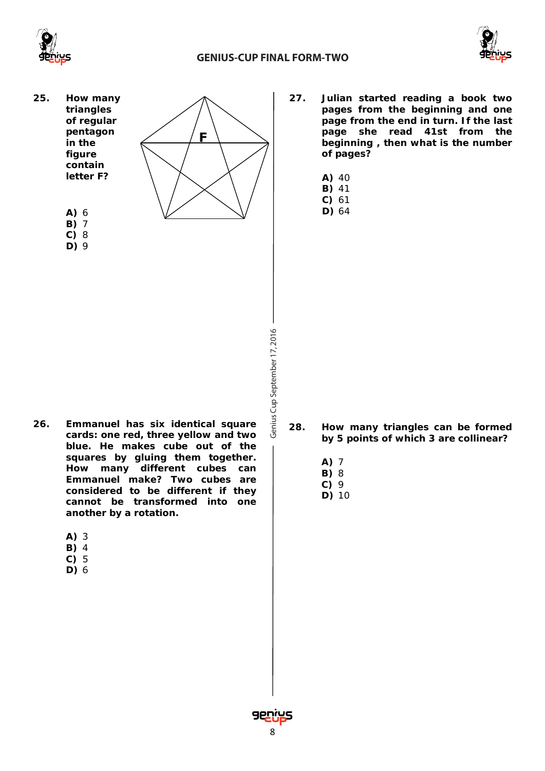**25.** **How many triangles of regular pentagon in the figure contain letter F?**

**A)** 6
**B)** 7
**C)** 8
**D)** 9

**26.** **Emmanuel has six identical square cards: one red, three yellow and two blue. He makes cube out of the squares by gluing them together. How many different cubes can Emmanuel make? Two cubes are considered to be different if they cannot be transformed into one another by a rotation.**

**A)** 3
**B)** 4
**C)** 5
**D)** 6

**27.** **Julian started reading a book two pages from the beginning and one page from the end in turn. If the last page she read 41st from the beginning , then what is the number of pages?**

**A)** 40
**B)** 41
**C)** 61
**D)** 64

**28.** **How many triangles can be formed by 5 points of which 3 are collinear?**

**A)** 7
**B)** 8
**C)** 9
**D)** 10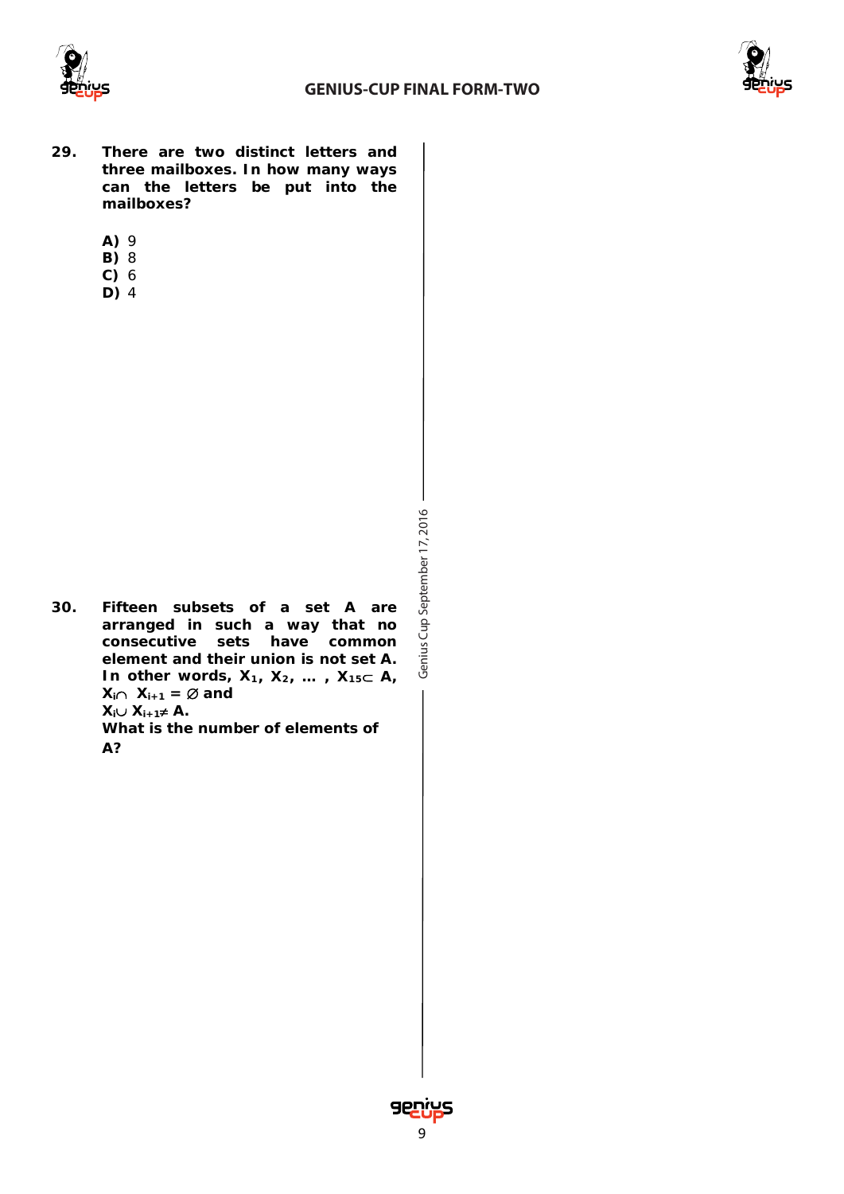**29. There are two distinct letters and three mailboxes. In how many ways can the letters be put into the mailboxes?**

**A)** 9
**B)** 8
**C)** 6
**D)** 4

**30. Fifteen subsets of a set A are arranged in such a way that no consecutive sets have common element and their union is not set A. In other words, $X_1, X_2, \ldots, X_{15} \subset A$,**
**$X_i \cap X_{i+1} = \varnothing$ and**
**$X_i \cup X_{i+1} \neq A$.**
**What is the number of elements of A?**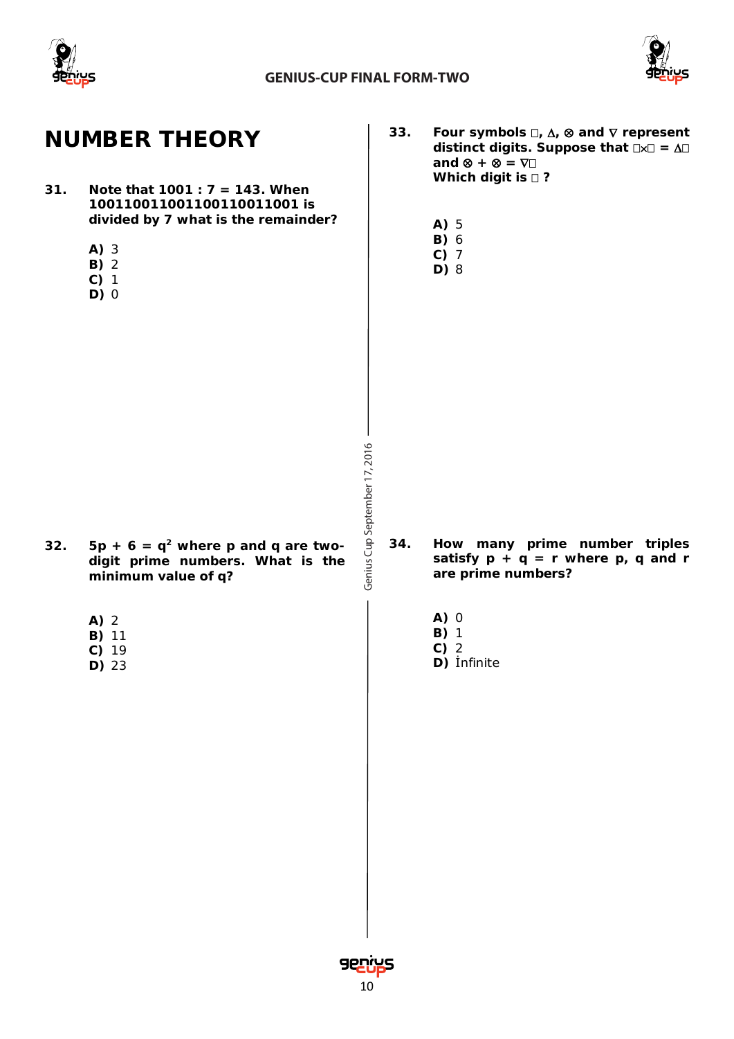# NUMBER THEORY

**31. Note that 1001 : 7 = 143. When 1001100110011001100110011001 is divided by 7 what is the remainder?**

**A)** 3
**B)** 2
**C)** 1
**D)** 0

**32. $5p + 6 = q^2$ where p and q are two-digit prime numbers. What is the minimum value of q?**

**A)** 2
**B)** 11
**C)** 19
**D)** 23

**33. Four symbols □, ∆, ⊗ and ∇ represent distinct digits. Suppose that □×□ = ∆□ and ⊗ + ⊗ = ∇□**
**Which digit is □ ?**

**A)** 5
**B)** 6
**C)** 7
**D)** 8

**34. How many prime number triples satisfy p + q = r where p, q and r are prime numbers?**

**A)** 0
**B)** 1
**C)** 2
**D)** İnfinite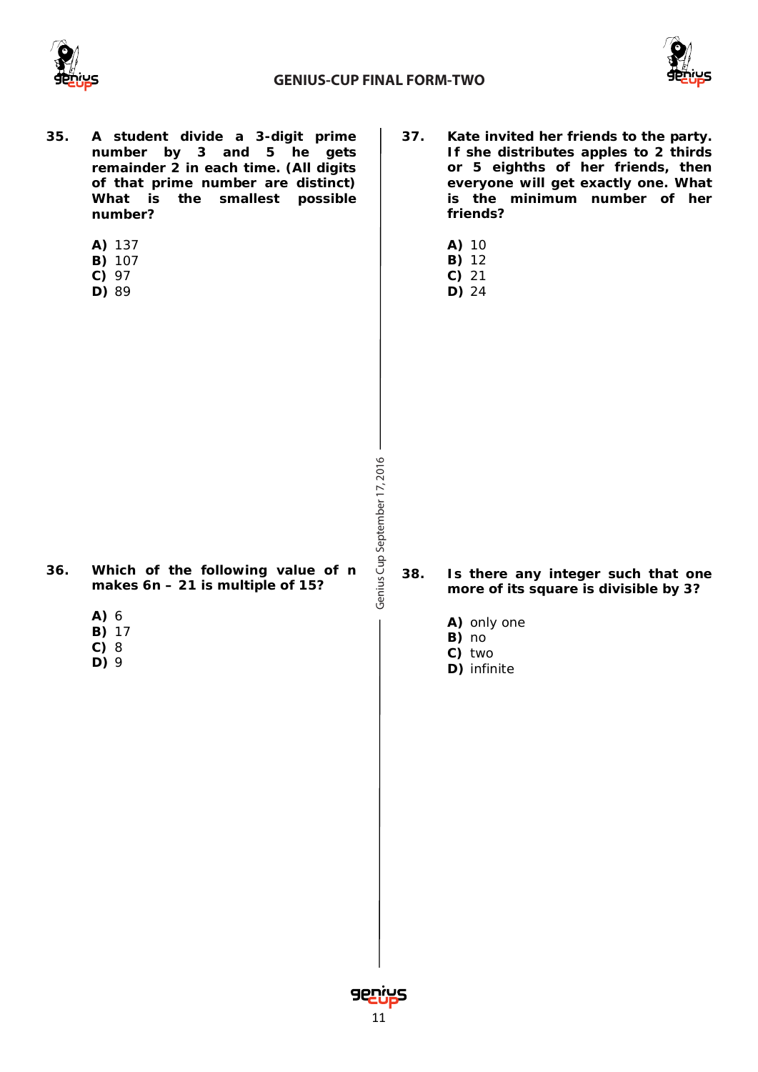**35.** **A student divide a 3-digit prime number by 3 and 5 he gets remainder 2 in each time. (All digits of that prime number are distinct) What is the smallest possible number?**

**A)** 137
**B)** 107
**C)** 97
**D)** 89

**36.** **Which of the following value of n makes 6n – 21 is multiple of 15?**

**A)** 6
**B)** 17
**C)** 8
**D)** 9

**37.** **Kate invited her friends to the party. If she distributes apples to 2 thirds or 5 eighths of her friends, then everyone will get exactly one. What is the minimum number of her friends?**

**A)** 10
**B)** 12
**C)** 21
**D)** 24

**38.** **Is there any integer such that one more of its square is divisible by 3?**

**A)** only one
**B)** no
**C)** two
**D)** infinite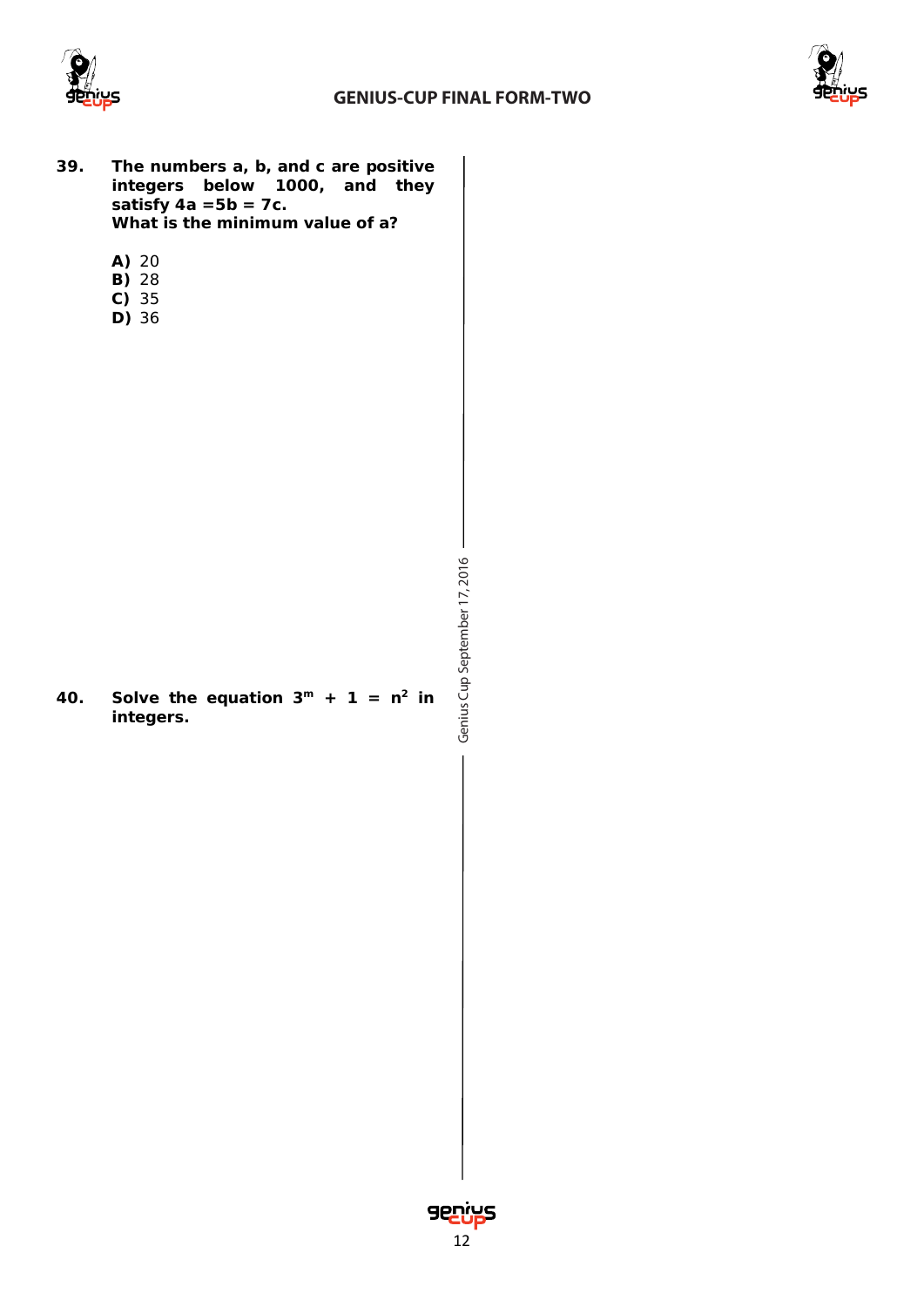**39.** **The numbers a, b, and c are positive integers below 1000, and they satisfy $4a = 5b = 7c$. What is the minimum value of a?**

**A)** 20
**B)** 28
**C)** 35
**D)** 36

**40.** **Solve the equation $3^m + 1 = n^2$ in integers.**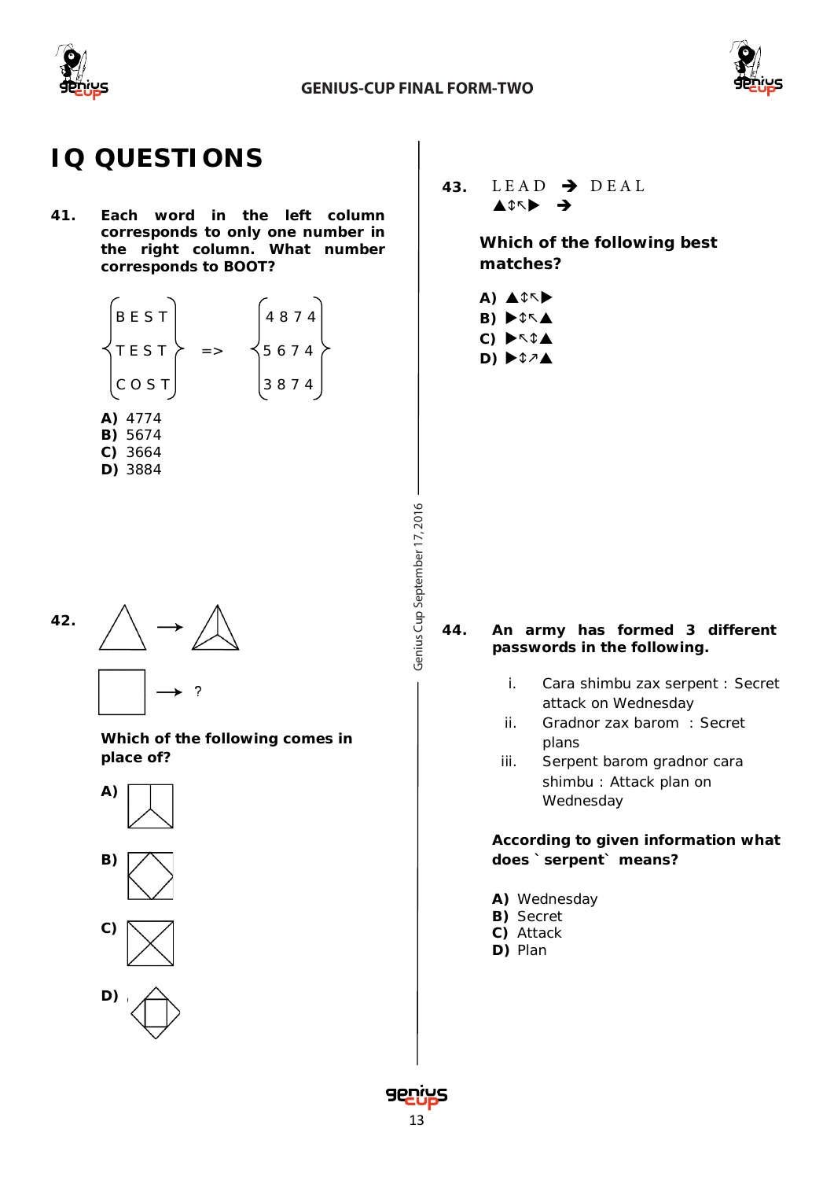# IQ QUESTIONS

**41.** **Each word in the left column corresponds to only one number in the right column. What number corresponds to BOOT?**

| | | |
|---|---|---|
| B E S T | => | 4 8 7 4 |
| T E S T | | 5 6 7 4 |
| C O S T | | 3 8 7 4 |

**A)** 4774
**B)** 5674
**C)** 3664
**D)** 3884

**42.**

**Which of the following comes in place of?**

**A)**

**B)**

**C)**

**D)**

**43.** LEAD ➔ DEAL

▲⇕↖▶ ➔

**Which of the following best matches?**

**A)** ▲⇕↖▶
**B)** ▶⇕↖▲
**C)** ▶↖⇕▲
**D)** ▶⇕↗▲

**44.** **An army has formed 3 different passwords in the following.**

i. Cara shimbu zax serpent : Secret attack on Wednesday
ii. Gradnor zax barom : Secret plans
iii. Serpent barom gradnor cara shimbu : Attack plan on Wednesday

**According to given information what does `serpent` means?**

**A)** Wednesday
**B)** Secret
**C)** Attack
**D)** Plan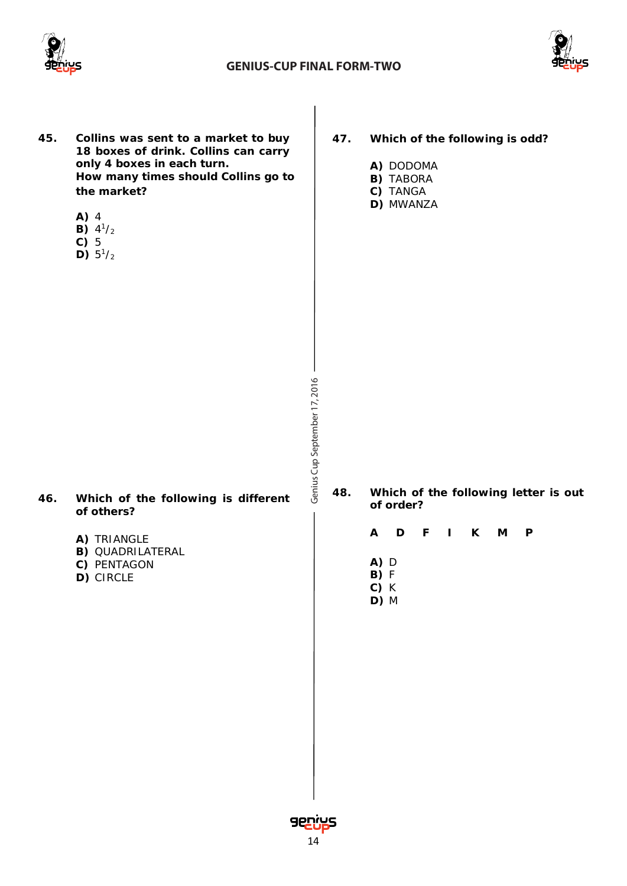**45. Collins was sent to a market to buy 18 boxes of drink. Collins can carry only 4 boxes in each turn.
How many times should Collins go to the market?**

**A)** 4
**B)** $4^1/_2$
**C)** 5
**D)** $5^1/_2$

**46. Which of the following is different of others?**

**A)** TRIANGLE
**B)** QUADRILATERAL
**C)** PENTAGON
**D)** CIRCLE

**47. Which of the following is odd?**

**A)** DODOMA
**B)** TABORA
**C)** TANGA
**D)** MWANZA

**48. Which of the following letter is out of order?**

**A D F I K M P**

**A)** D
**B)** F
**C)** K
**D)** M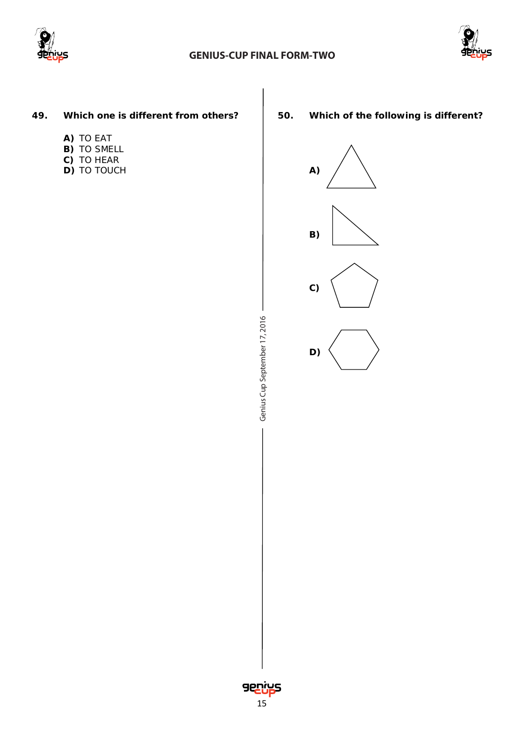**49. Which one is different from others?**

**A)** TO EAT
**B)** TO SMELL
**C)** TO HEAR
**D)** TO TOUCH

**50. Which of the following is different?**

**A)**

**B)**

**C)**

**D)**